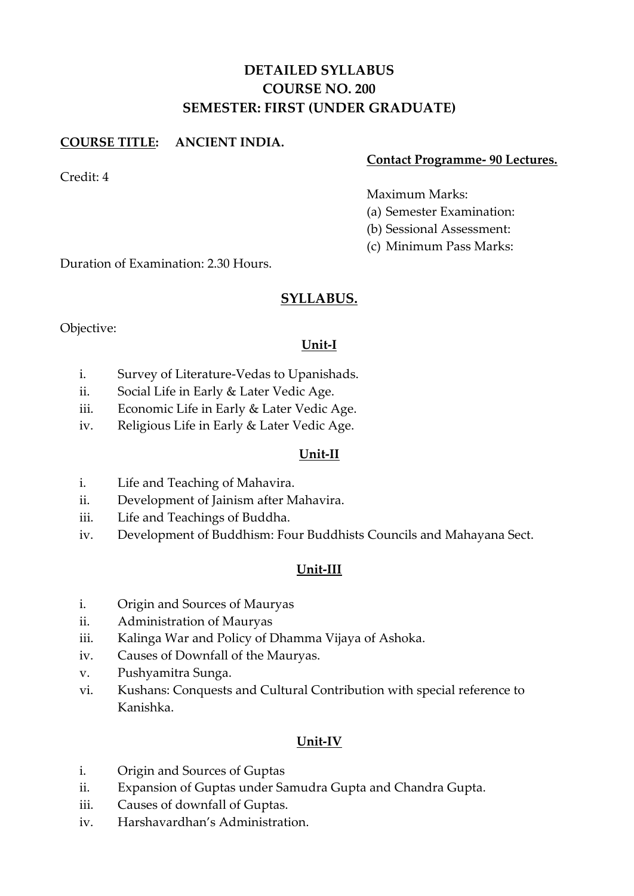# DETAILED SYLLABUS
# COURSE NO. 200
# SEMESTER: FIRST (UNDER GRADUATE)

**COURSE TITLE: ANCIENT INDIA.**

**Contact Programme- 90 Lectures.**

Credit: 4

Maximum Marks:
(a) Semester Examination:
(b) Sessional Assessment:
(c) Minimum Pass Marks:

Duration of Examination: 2.30 Hours.

## SYLLABUS.

Objective:

### Unit-I

i. Survey of Literature-Vedas to Upanishads.
ii. Social Life in Early & Later Vedic Age.
iii. Economic Life in Early & Later Vedic Age.
iv. Religious Life in Early & Later Vedic Age.

### Unit-II

i. Life and Teaching of Mahavira.
ii. Development of Jainism after Mahavira.
iii. Life and Teachings of Buddha.
iv. Development of Buddhism: Four Buddhists Councils and Mahayana Sect.

### Unit-III

i. Origin and Sources of Mauryas
ii. Administration of Mauryas
iii. Kalinga War and Policy of Dhamma Vijaya of Ashoka.
iv. Causes of Downfall of the Mauryas.
v. Pushyamitra Sunga.
vi. Kushans: Conquests and Cultural Contribution with special reference to Kanishka.

### Unit-IV

i. Origin and Sources of Guptas
ii. Expansion of Guptas under Samudra Gupta and Chandra Gupta.
iii. Causes of downfall of Guptas.
iv. Harshavardhan's Administration.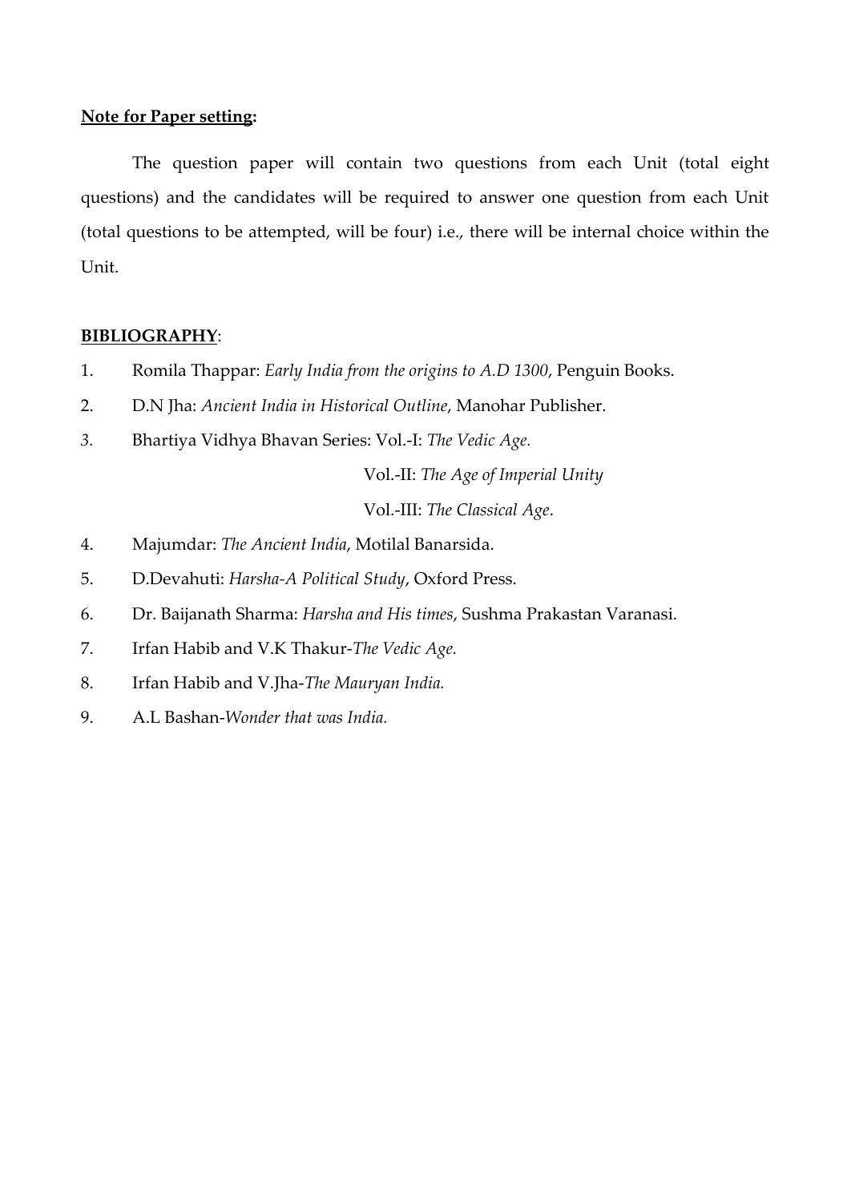**<u>Note for Paper setting</u>:**

The question paper will contain two questions from each Unit (total eight questions) and the candidates will be required to answer one question from each Unit (total questions to be attempted, will be four) i.e., there will be internal choice within the Unit.

**<u>BIBLIOGRAPHY</u>**:

1. Romila Thappar: *Early India from the origins to A.D 1300*, Penguin Books.
2. D.N Jha: *Ancient India in Historical Outline*, Manohar Publisher.
3. Bhartiya Vidhya Bhavan Series: Vol.-I: *The Vedic Age.*
   Vol.-II: *The Age of Imperial Unity*
   Vol.-III: *The Classical Age*.
4. Majumdar: *The Ancient India*, Motilal Banarsida.
5. D.Devahuti: *Harsha-A Political Study*, Oxford Press.
6. Dr. Baijanath Sharma: *Harsha and His times*, Sushma Prakastan Varanasi.
7. Irfan Habib and V.K Thakur-*The Vedic Age.*
8. Irfan Habib and V.Jha-*The Mauryan India.*
9. A.L Bashan-*Wonder that was India.*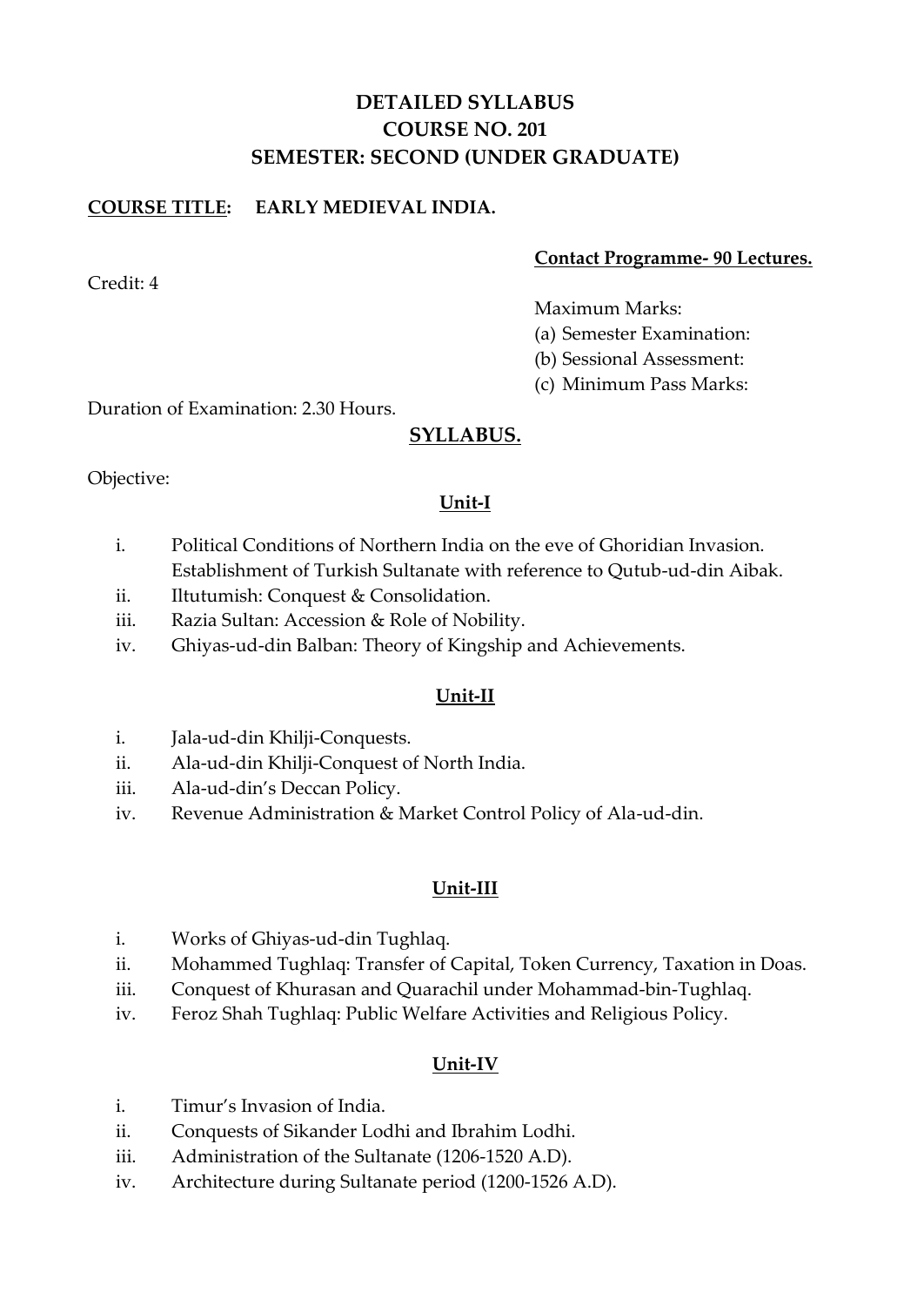# DETAILED SYLLABUS
# COURSE NO. 201
# SEMESTER: SECOND (UNDER GRADUATE)

**COURSE TITLE: EARLY MEDIEVAL INDIA.**

**Contact Programme- 90 Lectures.**

Credit: 4

Maximum Marks:
(a) Semester Examination:
(b) Sessional Assessment:
(c) Minimum Pass Marks:

Duration of Examination: 2.30 Hours.

## SYLLABUS.

Objective:

### Unit-I

i. Political Conditions of Northern India on the eve of Ghoridian Invasion. Establishment of Turkish Sultanate with reference to Qutub-ud-din Aibak.
ii. Iltutumish: Conquest & Consolidation.
iii. Razia Sultan: Accession & Role of Nobility.
iv. Ghiyas-ud-din Balban: Theory of Kingship and Achievements.

### Unit-II

i. Jala-ud-din Khilji-Conquests.
ii. Ala-ud-din Khilji-Conquest of North India.
iii. Ala-ud-din's Deccan Policy.
iv. Revenue Administration & Market Control Policy of Ala-ud-din.

### Unit-III

i. Works of Ghiyas-ud-din Tughlaq.
ii. Mohammed Tughlaq: Transfer of Capital, Token Currency, Taxation in Doas.
iii. Conquest of Khurasan and Quarachil under Mohammad-bin-Tughlaq.
iv. Feroz Shah Tughlaq: Public Welfare Activities and Religious Policy.

### Unit-IV

i. Timur's Invasion of India.
ii. Conquests of Sikander Lodhi and Ibrahim Lodhi.
iii. Administration of the Sultanate (1206-1520 A.D).
iv. Architecture during Sultanate period (1200-1526 A.D).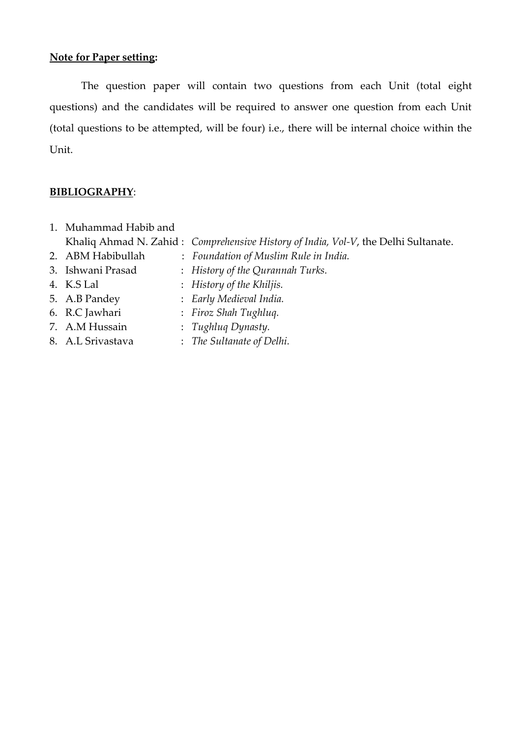**<u>Note for Paper setting</u>:**

The question paper will contain two questions from each Unit (total eight questions) and the candidates will be required to answer one question from each Unit (total questions to be attempted, will be four) i.e., there will be internal choice within the Unit.

**<u>BIBLIOGRAPHY</u>**:

1. Muhammad Habib and Khaliq Ahmad N. Zahid : *Comprehensive History of India, Vol-V*, the Delhi Sultanate.
2. ABM Habibullah : *Foundation of Muslim Rule in India.*
3. Ishwani Prasad : *History of the Qurannah Turks.*
4. K.S Lal : *History of the Khiljis.*
5. A.B Pandey : *Early Medieval India.*
6. R.C Jawhari : *Firoz Shah Tughluq.*
7. A.M Hussain : *Tughluq Dynasty.*
8. A.L Srivastava : *The Sultanate of Delhi.*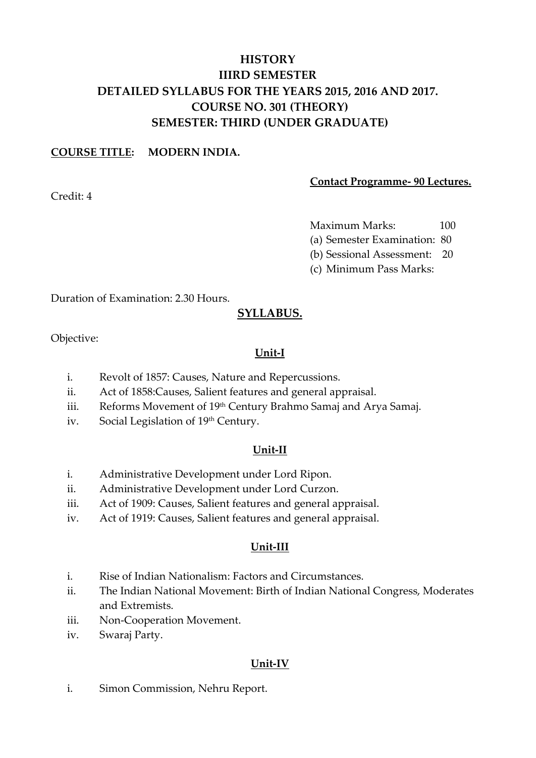# HISTORY
# IIIRD SEMESTER
# DETAILED SYLLABUS FOR THE YEARS 2015, 2016 AND 2017.
# COURSE NO. 301 (THEORY)
# SEMESTER: THIRD (UNDER GRADUATE)

**COURSE TITLE: MODERN INDIA.**

**Contact Programme- 90 Lectures.**

Credit: 4

Maximum Marks: 100
(a) Semester Examination: 80
(b) Sessional Assessment: 20
(c) Minimum Pass Marks:

Duration of Examination: 2.30 Hours.

## SYLLABUS.

Objective:

### Unit-I

i. Revolt of 1857: Causes, Nature and Repercussions.
ii. Act of 1858:Causes, Salient features and general appraisal.
iii. Reforms Movement of 19th Century Brahmo Samaj and Arya Samaj.
iv. Social Legislation of 19th Century.

### Unit-II

i. Administrative Development under Lord Ripon.
ii. Administrative Development under Lord Curzon.
iii. Act of 1909: Causes, Salient features and general appraisal.
iv. Act of 1919: Causes, Salient features and general appraisal.

### Unit-III

i. Rise of Indian Nationalism: Factors and Circumstances.
ii. The Indian National Movement: Birth of Indian National Congress, Moderates and Extremists.
iii. Non-Cooperation Movement.
iv. Swaraj Party.

### Unit-IV

i. Simon Commission, Nehru Report.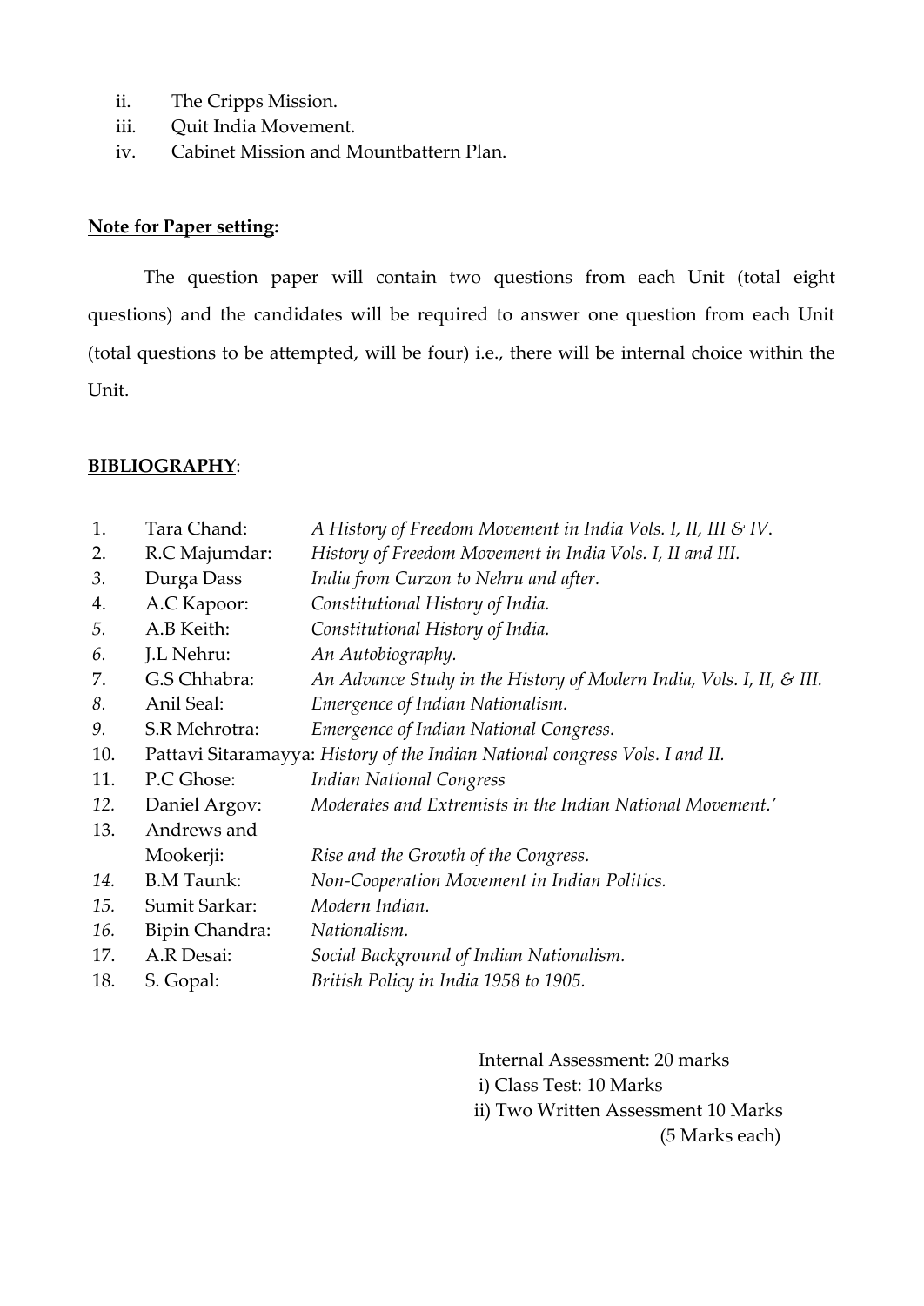ii. The Cripps Mission.
iii. Quit India Movement.
iv. Cabinet Mission and Mountbatten Plan.

**Note for Paper setting:**

The question paper will contain two questions from each Unit (total eight questions) and the candidates will be required to answer one question from each Unit (total questions to be attempted, will be four) i.e., there will be internal choice within the Unit.

**BIBLIOGRAPHY**:

1. Tara Chand: *A History of Freedom Movement in India Vols. I, II, III & IV.*
2. R.C Majumdar: *History of Freedom Movement in India Vols. I, II and III.*
3. Durga Dass *India from Curzon to Nehru and after.*
4. A.C Kapoor: *Constitutional History of India.*
5. A.B Keith: *Constitutional History of India.*
6. J.L Nehru: *An Autobiography.*
7. G.S Chhabra: *An Advance Study in the History of Modern India, Vols. I, II, & III.*
8. Anil Seal: *Emergence of Indian Nationalism.*
9. S.R Mehrotra: *Emergence of Indian National Congress.*
10. Pattavi Sitaramayya: *History of the Indian National congress Vols. I and II.*
11. P.C Ghose: *Indian National Congress*
12. Daniel Argov: *Moderates and Extremists in the Indian National Movement.'*
13. Andrews and Mookerji: *Rise and the Growth of the Congress.*
14. B.M Taunk: *Non-Cooperation Movement in Indian Politics.*
15. Sumit Sarkar: *Modern Indian.*
16. Bipin Chandra: *Nationalism.*
17. A.R Desai: *Social Background of Indian Nationalism.*
18. S. Gopal: *British Policy in India 1958 to 1905.*

Internal Assessment: 20 marks
i) Class Test: 10 Marks
ii) Two Written Assessment 10 Marks (5 Marks each)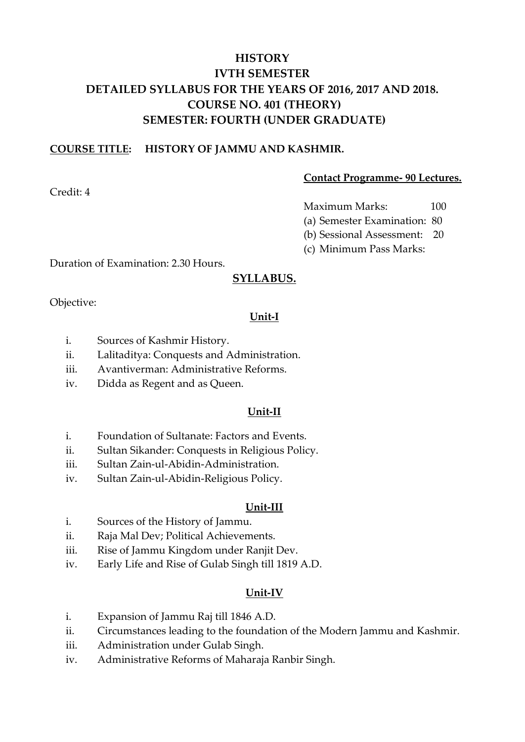# HISTORY
# IVTH SEMESTER
# DETAILED SYLLABUS FOR THE YEARS OF 2016, 2017 AND 2018.
# COURSE NO. 401 (THEORY)
# SEMESTER: FOURTH (UNDER GRADUATE)

**COURSE TITLE: HISTORY OF JAMMU AND KASHMIR.**

**Contact Programme- 90 Lectures.**

Credit: 4

Maximum Marks: 100
(a) Semester Examination: 80
(b) Sessional Assessment: 20
(c) Minimum Pass Marks:

Duration of Examination: 2.30 Hours.

## SYLLABUS.

Objective:

### Unit-I

i. Sources of Kashmir History.
ii. Lalitaditya: Conquests and Administration.
iii. Avantiverman: Administrative Reforms.
iv. Didda as Regent and as Queen.

### Unit-II

i. Foundation of Sultanate: Factors and Events.
ii. Sultan Sikander: Conquests in Religious Policy.
iii. Sultan Zain-ul-Abidin-Administration.
iv. Sultan Zain-ul-Abidin-Religious Policy.

### Unit-III

i. Sources of the History of Jammu.
ii. Raja Mal Dev; Political Achievements.
iii. Rise of Jammu Kingdom under Ranjit Dev.
iv. Early Life and Rise of Gulab Singh till 1819 A.D.

### Unit-IV

i. Expansion of Jammu Raj till 1846 A.D.
ii. Circumstances leading to the foundation of the Modern Jammu and Kashmir.
iii. Administration under Gulab Singh.
iv. Administrative Reforms of Maharaja Ranbir Singh.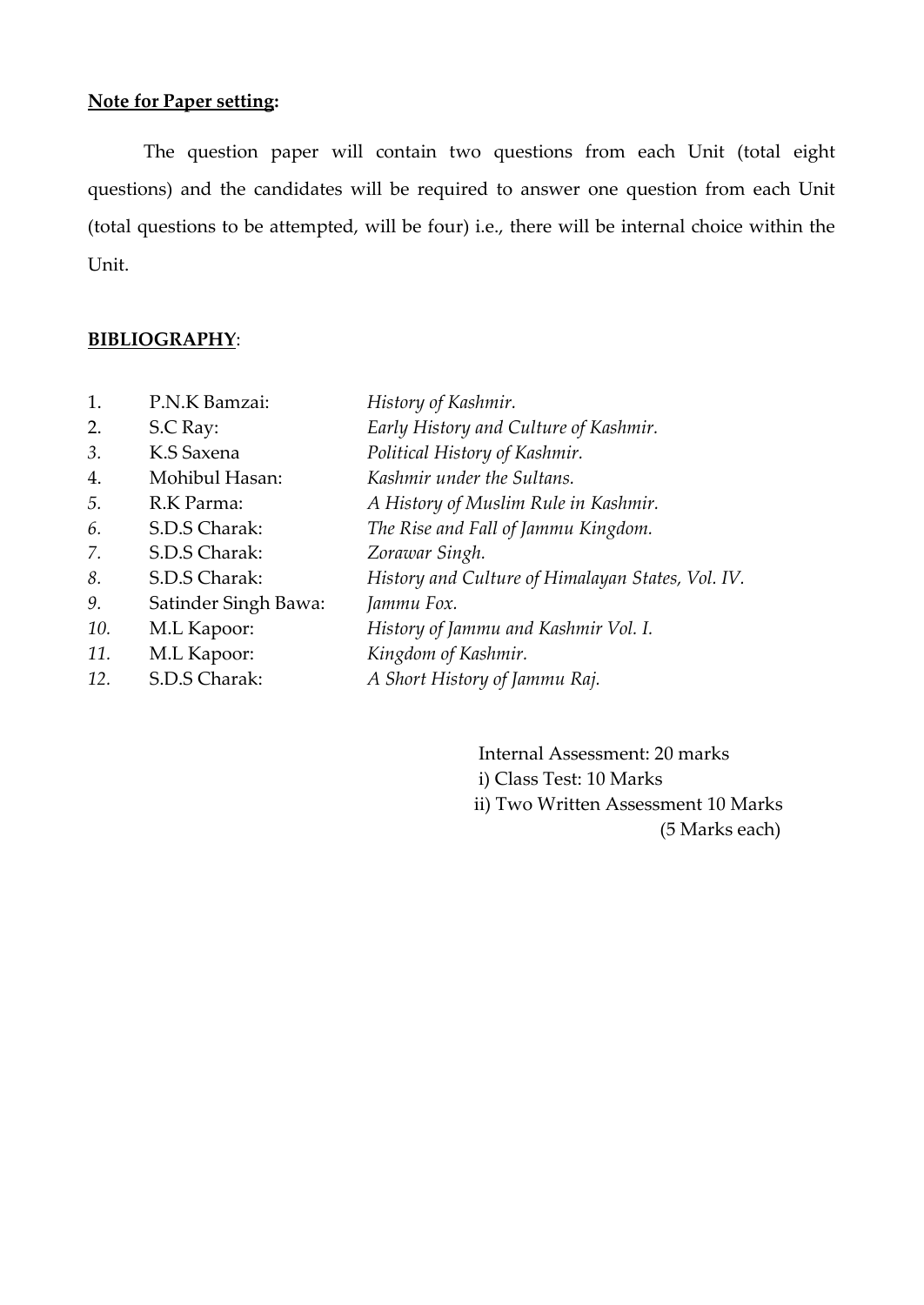**Note for Paper setting:**

The question paper will contain two questions from each Unit (total eight questions) and the candidates will be required to answer one question from each Unit (total questions to be attempted, will be four) i.e., there will be internal choice within the Unit.

**BIBLIOGRAPHY**:

1. P.N.K Bamzai: *History of Kashmir.*
2. S.C Ray: *Early History and Culture of Kashmir.*
3. K.S Saxena *Political History of Kashmir.*
4. Mohibul Hasan: *Kashmir under the Sultans.*
5. R.K Parma: *A History of Muslim Rule in Kashmir.*
6. S.D.S Charak: *The Rise and Fall of Jammu Kingdom.*
7. S.D.S Charak: *Zorawar Singh.*
8. S.D.S Charak: *History and Culture of Himalayan States, Vol. IV.*
9. Satinder Singh Bawa: *Jammu Fox.*
10. M.L Kapoor: *History of Jammu and Kashmir Vol. I.*
11. M.L Kapoor: *Kingdom of Kashmir.*
12. S.D.S Charak: *A Short History of Jammu Raj.*

Internal Assessment: 20 marks
i) Class Test: 10 Marks
ii) Two Written Assessment 10 Marks
(5 Marks each)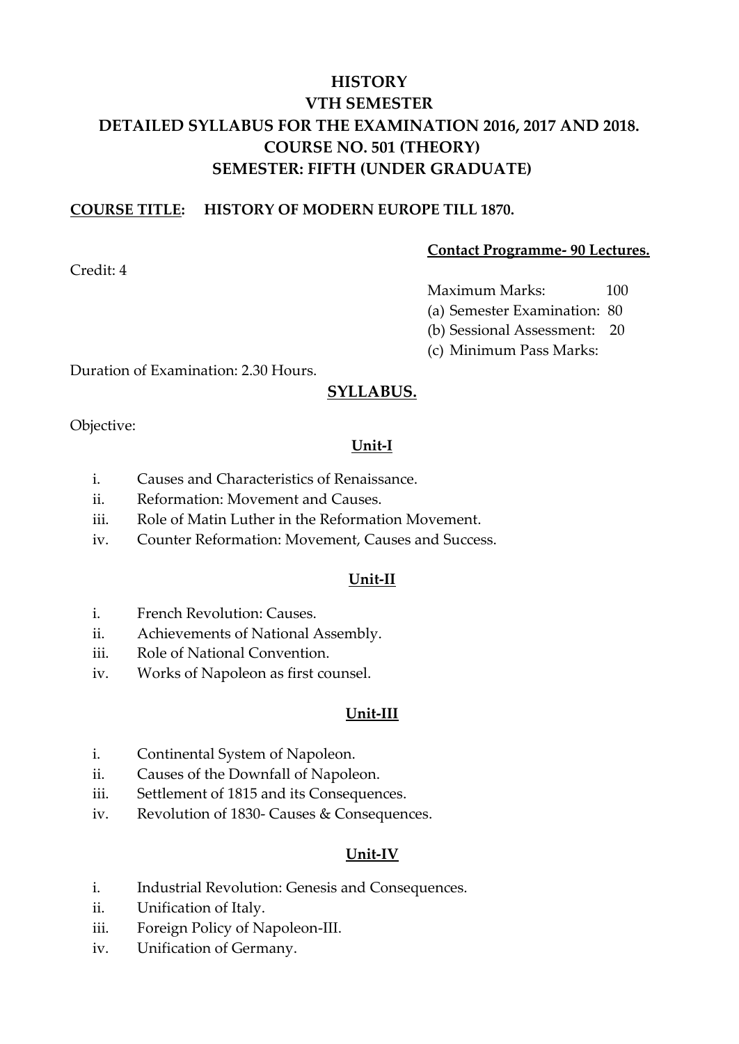# HISTORY

## VTH SEMESTER

## DETAILED SYLLABUS FOR THE EXAMINATION 2016, 2017 AND 2018.

## COURSE NO. 501 (THEORY)

## SEMESTER: FIFTH (UNDER GRADUATE)

**COURSE TITLE: HISTORY OF MODERN EUROPE TILL 1870.**

**Contact Programme- 90 Lectures.**

Credit: 4

Maximum Marks: 100

(a) Semester Examination: 80

(b) Sessional Assessment: 20

(c) Minimum Pass Marks:

Duration of Examination: 2.30 Hours.

**SYLLABUS.**

Objective:

**Unit-I**

- i. Causes and Characteristics of Renaissance.
- ii. Reformation: Movement and Causes.
- iii. Role of Matin Luther in the Reformation Movement.
- iv. Counter Reformation: Movement, Causes and Success.

**Unit-II**

- i. French Revolution: Causes.
- ii. Achievements of National Assembly.
- iii. Role of National Convention.
- iv. Works of Napoleon as first counsel.

**Unit-III**

- i. Continental System of Napoleon.
- ii. Causes of the Downfall of Napoleon.
- iii. Settlement of 1815 and its Consequences.
- iv. Revolution of 1830- Causes & Consequences.

**Unit-IV**

- i. Industrial Revolution: Genesis and Consequences.
- ii. Unification of Italy.
- iii. Foreign Policy of Napoleon-III.
- iv. Unification of Germany.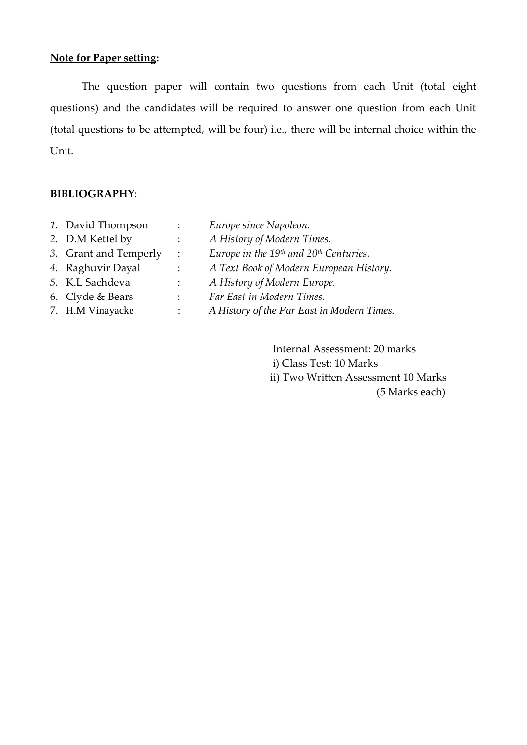**Note for Paper setting:**

The question paper will contain two questions from each Unit (total eight questions) and the candidates will be required to answer one question from each Unit (total questions to be attempted, will be four) i.e., there will be internal choice within the Unit.

**BIBLIOGRAPHY**:

1. David Thompson : *Europe since Napoleon.*
2. D.M Kettel by : *A History of Modern Times.*
3. Grant and Temperly : *Europe in the 19th and 20th Centuries.*
4. Raghuvir Dayal : *A Text Book of Modern European History.*
5. K.L Sachdeva : *A History of Modern Europe.*
6. Clyde & Bears : *Far East in Modern Times.*
7. H.M Vinayacke : *A History of the Far East in Modern Times.*

Internal Assessment: 20 marks
i) Class Test: 10 Marks
ii) Two Written Assessment 10 Marks
(5 Marks each)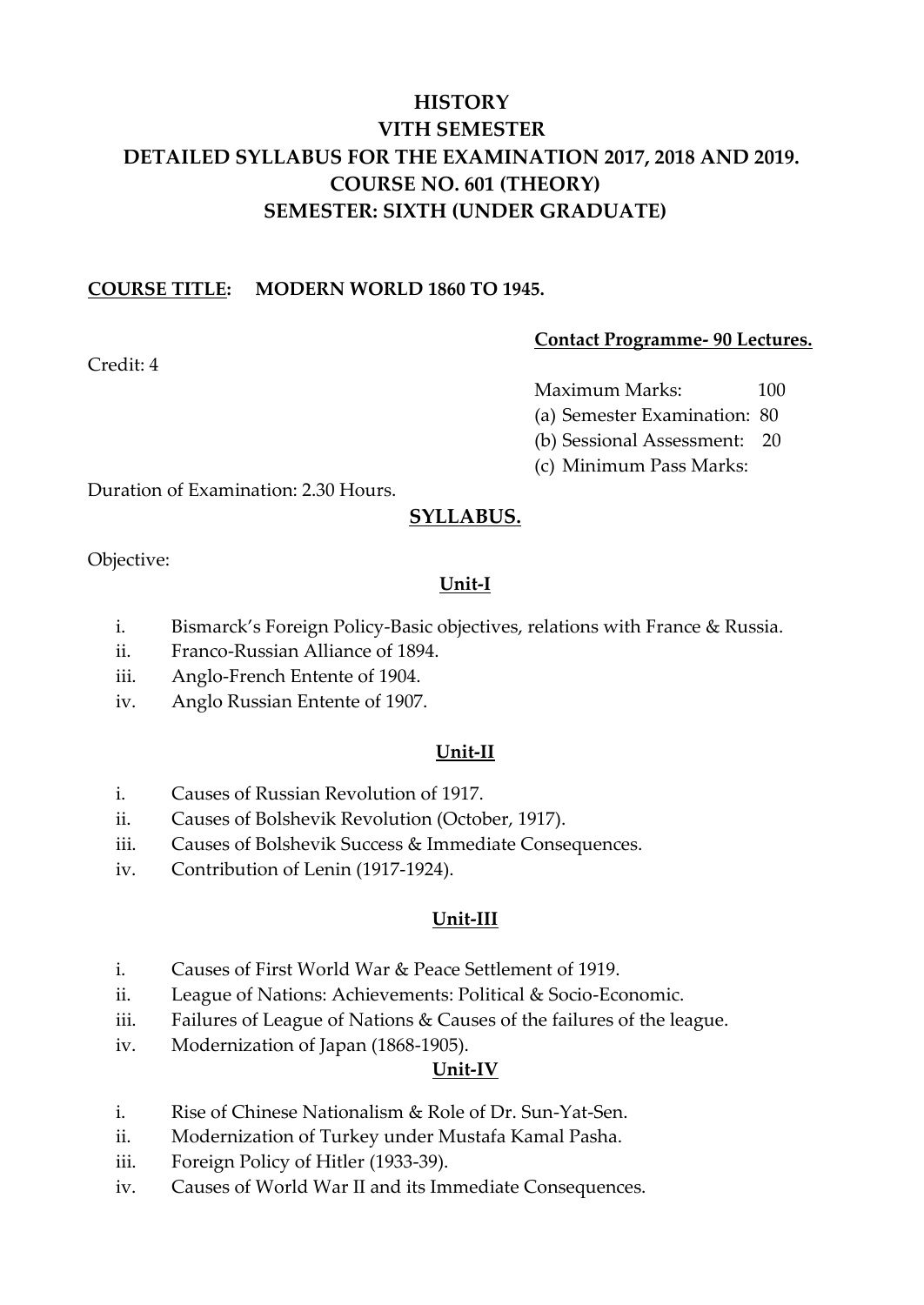# HISTORY
# VITH SEMESTER
# DETAILED SYLLABUS FOR THE EXAMINATION 2017, 2018 AND 2019.
# COURSE NO. 601 (THEORY)
# SEMESTER: SIXTH (UNDER GRADUATE)

**COURSE TITLE:** **MODERN WORLD 1860 TO 1945.**

**Contact Programme- 90 Lectures.**

Credit: 4

Maximum Marks: 100
(a) Semester Examination: 80
(b) Sessional Assessment: 20
(c) Minimum Pass Marks:

Duration of Examination: 2.30 Hours.

## SYLLABUS.

Objective:

### Unit-I

i. Bismarck's Foreign Policy-Basic objectives, relations with France & Russia.
ii. Franco-Russian Alliance of 1894.
iii. Anglo-French Entente of 1904.
iv. Anglo Russian Entente of 1907.

### Unit-II

i. Causes of Russian Revolution of 1917.
ii. Causes of Bolshevik Revolution (October, 1917).
iii. Causes of Bolshevik Success & Immediate Consequences.
iv. Contribution of Lenin (1917-1924).

### Unit-III

i. Causes of First World War & Peace Settlement of 1919.
ii. League of Nations: Achievements: Political & Socio-Economic.
iii. Failures of League of Nations & Causes of the failures of the league.
iv. Modernization of Japan (1868-1905).

### Unit-IV

i. Rise of Chinese Nationalism & Role of Dr. Sun-Yat-Sen.
ii. Modernization of Turkey under Mustafa Kamal Pasha.
iii. Foreign Policy of Hitler (1933-39).
iv. Causes of World War II and its Immediate Consequences.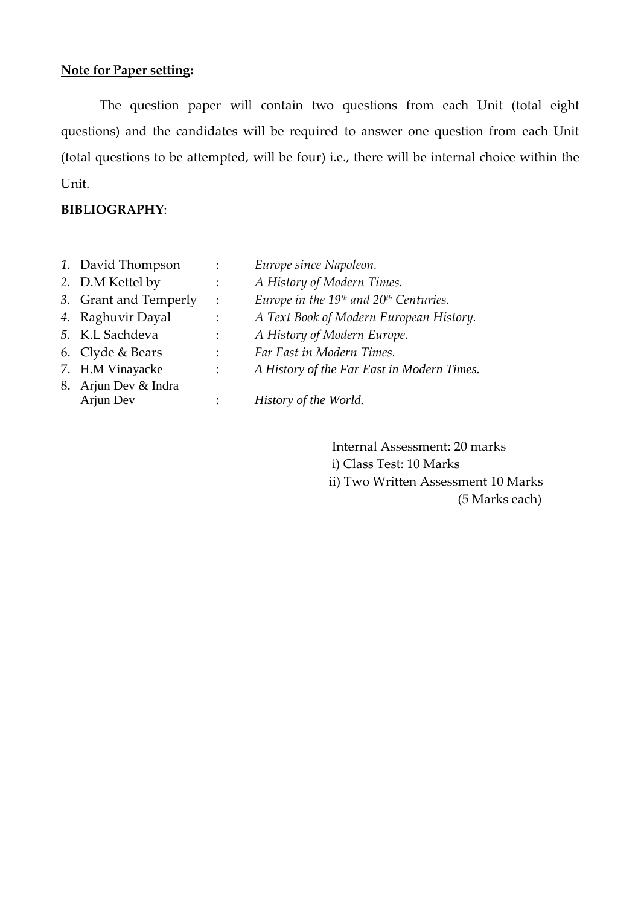**Note for Paper setting:**

The question paper will contain two questions from each Unit (total eight questions) and the candidates will be required to answer one question from each Unit (total questions to be attempted, will be four) i.e., there will be internal choice within the Unit.

**BIBLIOGRAPHY**:

| | | |
|---|---|---|
| 1. David Thompson | : | *Europe since Napoleon.* |
| 2. D.M Kettel by | : | *A History of Modern Times.* |
| 3. Grant and Temperly | : | *Europe in the 19th and 20th Centuries.* |
| 4. Raghuvir Dayal | : | *A Text Book of Modern European History.* |
| 5. K.L Sachdeva | : | *A History of Modern Europe.* |
| 6. Clyde & Bears | : | *Far East in Modern Times.* |
| 7. H.M Vinayacke | : | *A History of the Far East in Modern Times.* |
| 8. Arjun Dev & Indra Arjun Dev | : | *History of the World.* |

Internal Assessment: 20 marks
i) Class Test: 10 Marks
ii) Two Written Assessment 10 Marks
(5 Marks each)